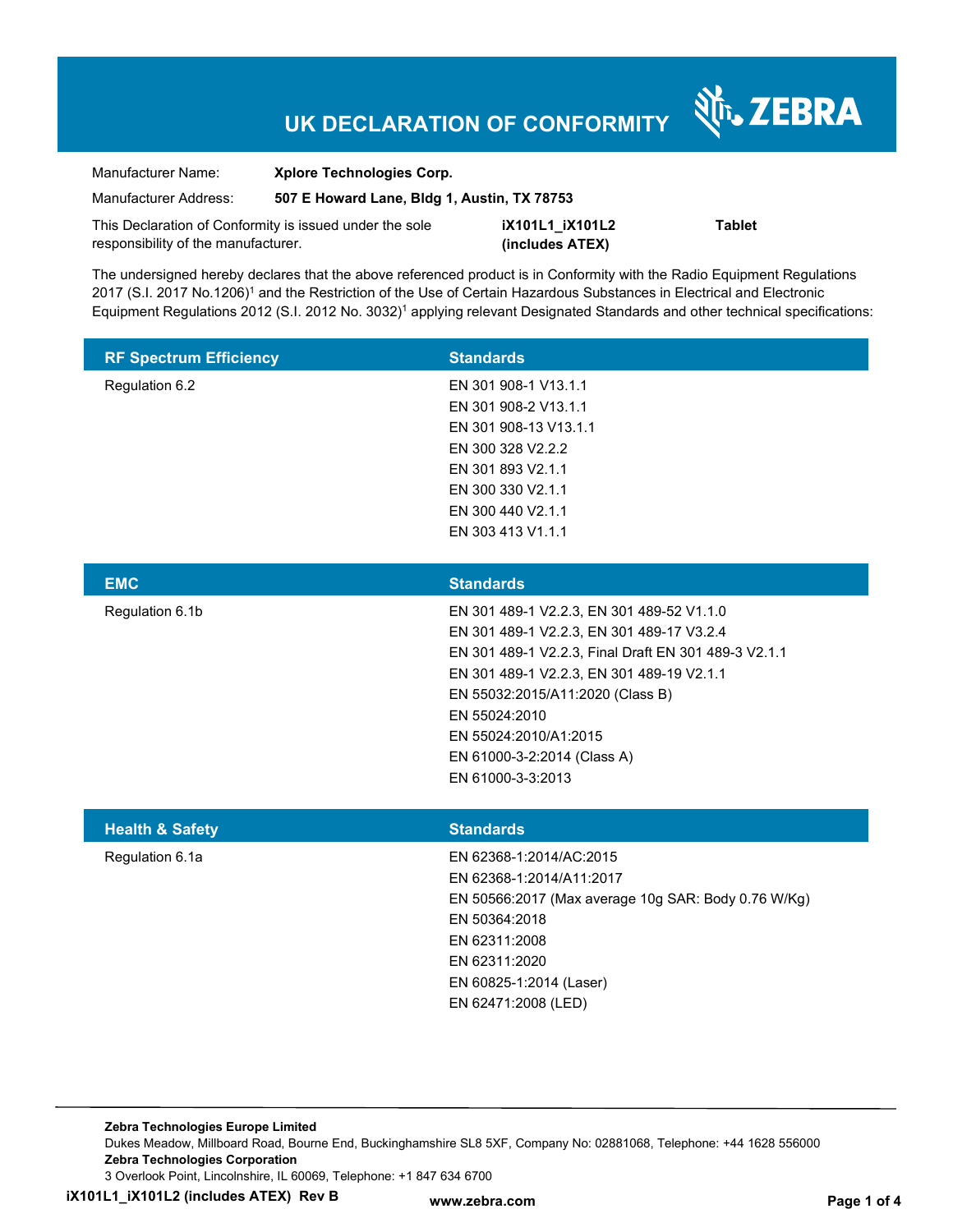# UK DECLARATION OF CONFORMITY

| | |
|---|---|
| Manufacturer Name: | **Xplore Technologies Corp.** |
| Manufacturer Address: | **507 E Howard Lane, Bldg 1, Austin, TX 78753** |

This Declaration of Conformity is issued under the sole responsibility of the manufacturer. **iX101L1_iX101L2 (includes ATEX)** **Tablet**

The undersigned hereby declares that the above referenced product is in Conformity with the Radio Equipment Regulations 2017 (S.I. 2017 No.1206)[1] and the Restriction of the Use of Certain Hazardous Substances in Electrical and Electronic Equipment Regulations 2012 (S.I. 2012 No. 3032)[1] applying relevant Designated Standards and other technical specifications:

| RF Spectrum Efficiency | Standards |
|---|---|
| Regulation 6.2 | EN 301 908-1 V13.1.1<br>EN 301 908-2 V13.1.1<br>EN 301 908-13 V13.1.1<br>EN 300 328 V2.2.2<br>EN 301 893 V2.1.1<br>EN 300 330 V2.1.1<br>EN 300 440 V2.1.1<br>EN 303 413 V1.1.1 |

| EMC | Standards |
|---|---|
| Regulation 6.1b | EN 301 489-1 V2.2.3, EN 301 489-52 V1.1.0<br>EN 301 489-1 V2.2.3, EN 301 489-17 V3.2.4<br>EN 301 489-1 V2.2.3, Final Draft EN 301 489-3 V2.1.1<br>EN 301 489-1 V2.2.3, EN 301 489-19 V2.1.1<br>EN 55032:2015/A11:2020 (Class B)<br>EN 55024:2010<br>EN 55024:2010/A1:2015<br>EN 61000-3-2:2014 (Class A)<br>EN 61000-3-3:2013 |

| Health & Safety | Standards |
|---|---|
| Regulation 6.1a | EN 62368-1:2014/AC:2015<br>EN 62368-1:2014/A11:2017<br>EN 50566:2017 (Max average 10g SAR: Body 0.76 W/Kg)<br>EN 50364:2018<br>EN 62311:2008<br>EN 62311:2020<br>EN 60825-1:2014 (Laser)<br>EN 62471:2008 (LED) |

**Zebra Technologies Europe Limited**
Dukes Meadow, Millboard Road, Bourne End, Buckinghamshire SL8 5XF, Company No: 02881068, Telephone: +44 1628 556000
**Zebra Technologies Corporation**
3 Overlook Point, Lincolnshire, IL 60069, Telephone: +1 847 634 6700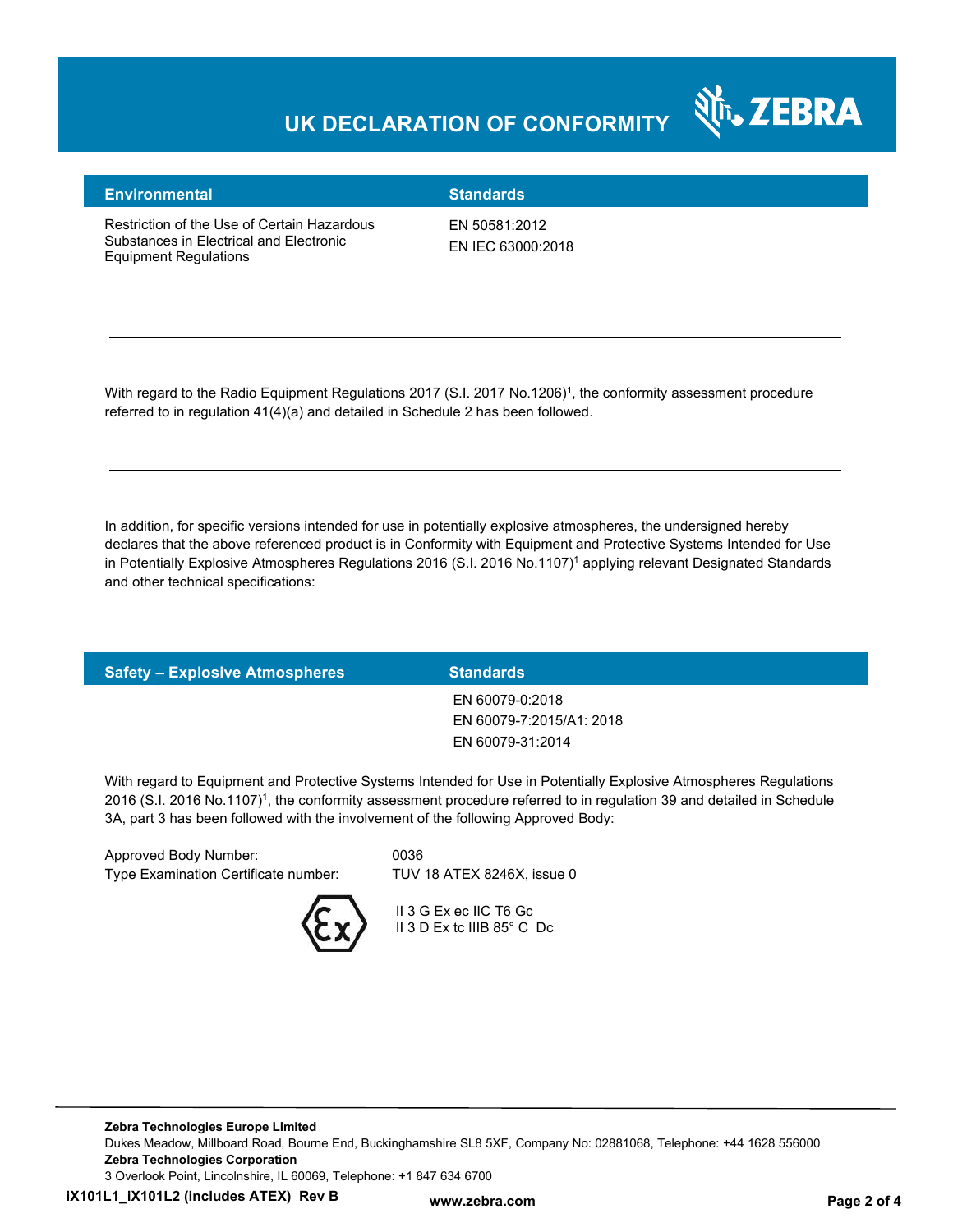# UK DECLARATION OF CONFORMITY

| Environmental | Standards |
|---|---|
| Restriction of the Use of Certain Hazardous Substances in Electrical and Electronic Equipment Regulations | EN 50581:2012<br>EN IEC 63000:2018 |

---

With regard to the Radio Equipment Regulations 2017 (S.I. 2017 No.1206)[1], the conformity assessment procedure referred to in regulation 41(4)(a) and detailed in Schedule 2 has been followed.

---

In addition, for specific versions intended for use in potentially explosive atmospheres, the undersigned hereby declares that the above referenced product is in Conformity with Equipment and Protective Systems Intended for Use in Potentially Explosive Atmospheres Regulations 2016 (S.I. 2016 No.1107)[1] applying relevant Designated Standards and other technical specifications:

| Safety – Explosive Atmospheres | Standards |
|---|---|
| | EN 60079-0:2018<br>EN 60079-7:2015/A1: 2018<br>EN 60079-31:2014 |

With regard to Equipment and Protective Systems Intended for Use in Potentially Explosive Atmospheres Regulations 2016 (S.I. 2016 No.1107)[1], the conformity assessment procedure referred to in regulation 39 and detailed in Schedule 3A, part 3 has been followed with the involvement of the following Approved Body:

Approved Body Number: 0036
Type Examination Certificate number: TUV 18 ATEX 8246X, issue 0

II 3 G Ex ec IIC T6 Gc
II 3 D Ex tc IIIB 85° C Dc

---

**Zebra Technologies Europe Limited**
Dukes Meadow, Millboard Road, Bourne End, Buckinghamshire SL8 5XF, Company No: 02881068, Telephone: +44 1628 556000
**Zebra Technologies Corporation**
3 Overlook Point, Lincolnshire, IL 60069, Telephone: +1 847 634 6700

**iX101L1_iX101L2 (includes ATEX) Rev B** **www.zebra.com**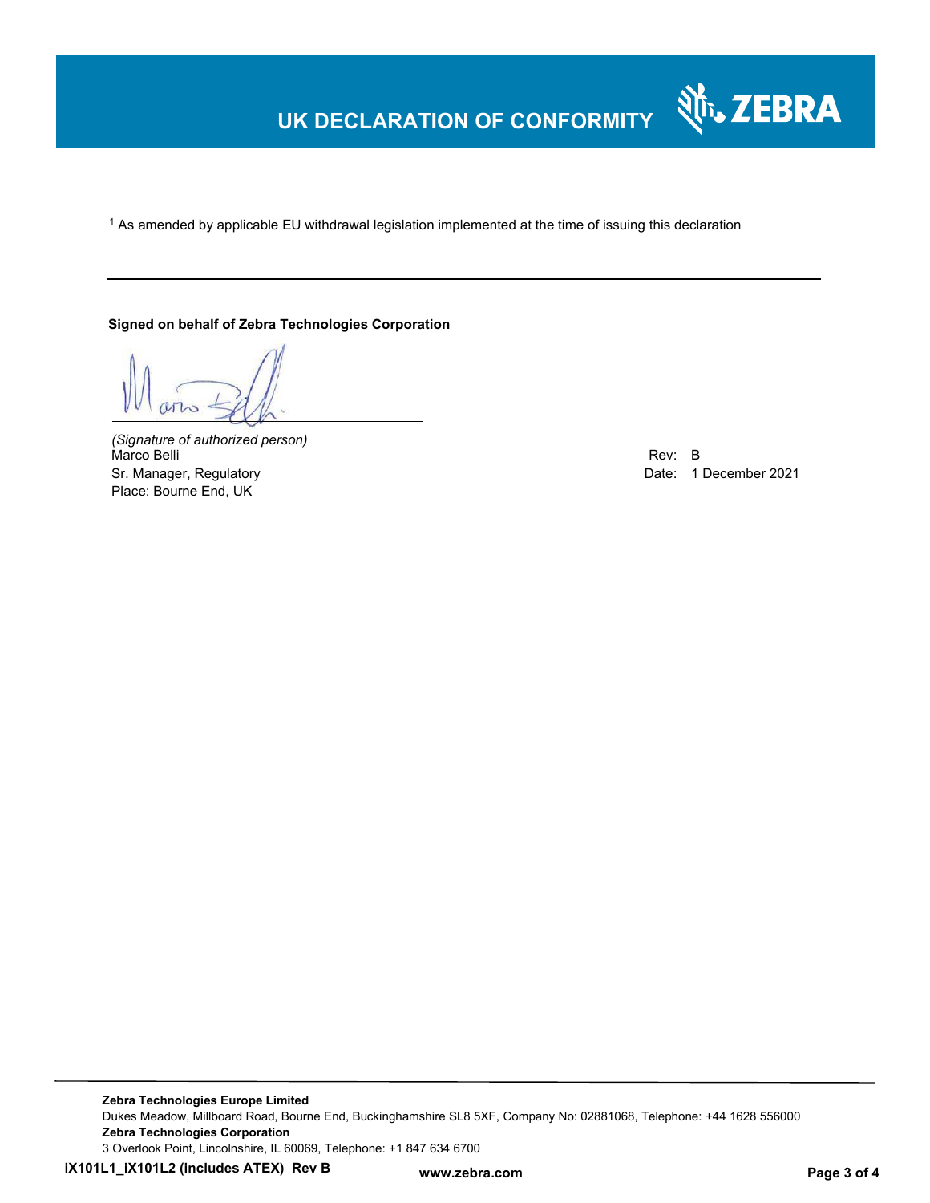# UK DECLARATION OF CONFORMITY

[1] As amended by applicable EU withdrawal legislation implemented at the time of issuing this declaration

---

**Signed on behalf of Zebra Technologies Corporation**

*(Signature of authorized person)*
Marco Belli
Sr. Manager, Regulatory
Place: Bourne End, UK

Rev: B
Date: 1 December 2021

**Zebra Technologies Europe Limited**
Dukes Meadow, Millboard Road, Bourne End, Buckinghamshire SL8 5XF, Company No: 02881068, Telephone: +44 1628 556000
**Zebra Technologies Corporation**
3 Overlook Point, Lincolnshire, IL 60069, Telephone: +1 847 634 6700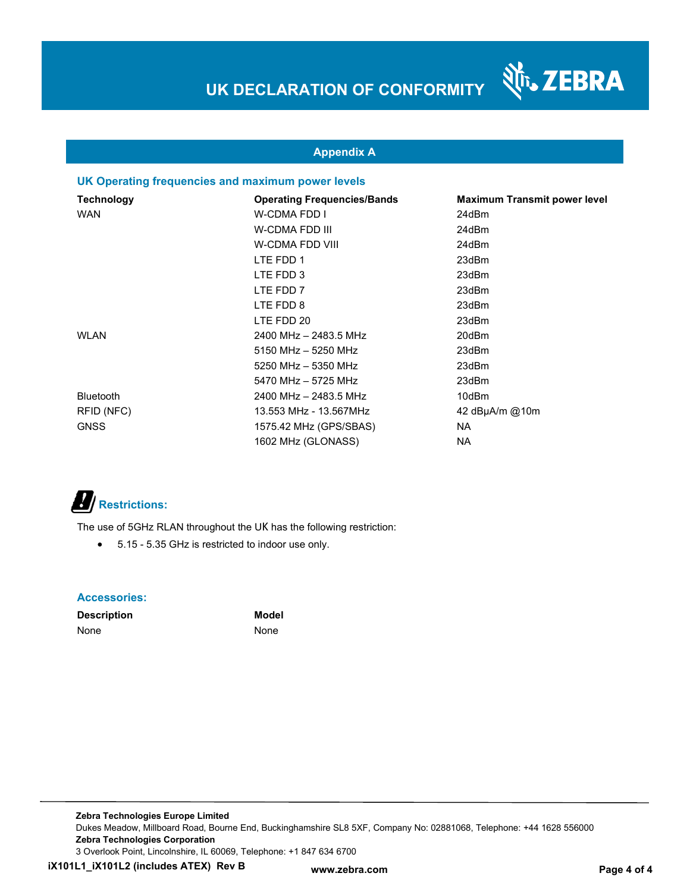# UK DECLARATION OF CONFORMITY

## Appendix A

### UK Operating frequencies and maximum power levels

| Technology | Operating Frequencies/Bands | Maximum Transmit power level |
|---|---|---|
| WAN | W-CDMA FDD I | 24dBm |
| | W-CDMA FDD III | 24dBm |
| | W-CDMA FDD VIII | 24dBm |
| | LTE FDD 1 | 23dBm |
| | LTE FDD 3 | 23dBm |
| | LTE FDD 7 | 23dBm |
| | LTE FDD 8 | 23dBm |
| | LTE FDD 20 | 23dBm |
| WLAN | 2400 MHz – 2483.5 MHz | 20dBm |
| | 5150 MHz – 5250 MHz | 23dBm |
| | 5250 MHz – 5350 MHz | 23dBm |
| | 5470 MHz – 5725 MHz | 23dBm |
| Bluetooth | 2400 MHz – 2483.5 MHz | 10dBm |
| RFID (NFC) | 13.553 MHz - 13.567MHz | 42 dBµA/m @10m |
| GNSS | 1575.42 MHz (GPS/SBAS) | NA |
| | 1602 MHz (GLONASS) | NA |

### Restrictions:

The use of 5GHz RLAN throughout the UK has the following restriction:

- 5.15 - 5.35 GHz is restricted to indoor use only.

### Accessories:

| Description | Model |
|---|---|
| None | None |

**Zebra Technologies Europe Limited**
Dukes Meadow, Millboard Road, Bourne End, Buckinghamshire SL8 5XF, Company No: 02881068, Telephone: +44 1628 556000
**Zebra Technologies Corporation**
3 Overlook Point, Lincolnshire, IL 60069, Telephone: +1 847 634 6700